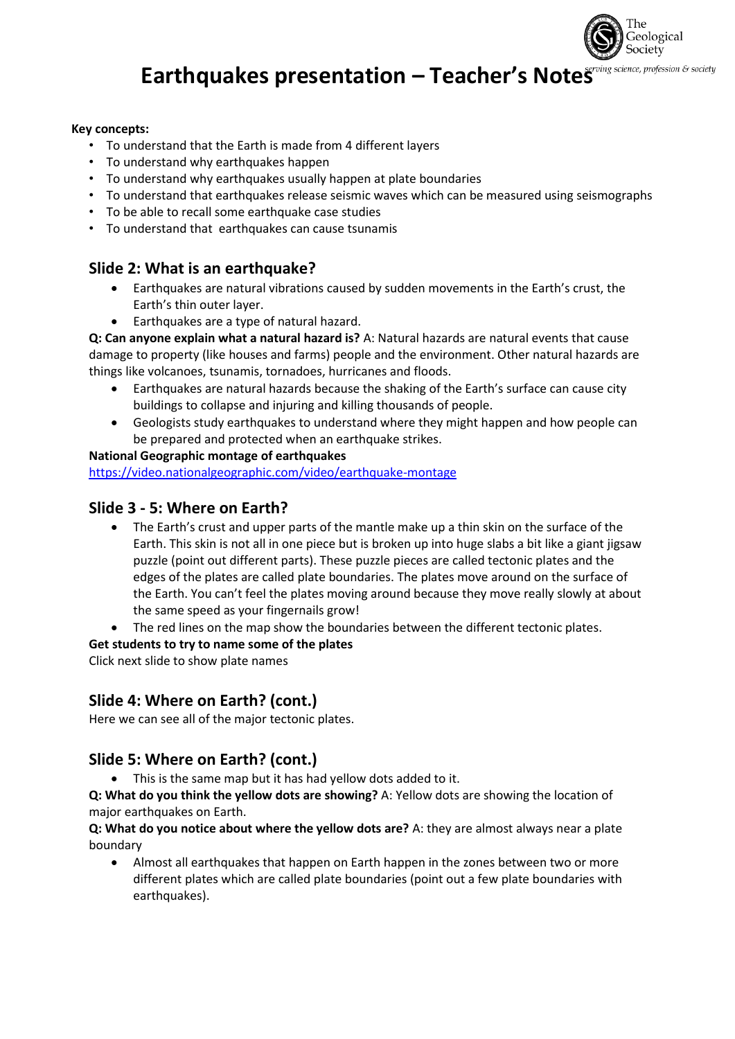# Earthquakes presentation – Teacher's Notes

**Key concepts:**

- To understand that the Earth is made from 4 different layers
- To understand why earthquakes happen
- To understand why earthquakes usually happen at plate boundaries
- To understand that earthquakes release seismic waves which can be measured using seismographs
- To be able to recall some earthquake case studies
- To understand that earthquakes can cause tsunamis

## Slide 2: What is an earthquake?

- Earthquakes are natural vibrations caused by sudden movements in the Earth's crust, the Earth's thin outer layer.
- Earthquakes are a type of natural hazard.

**Q: Can anyone explain what a natural hazard is?** A: Natural hazards are natural events that cause damage to property (like houses and farms) people and the environment. Other natural hazards are things like volcanoes, tsunamis, tornadoes, hurricanes and floods.

- Earthquakes are natural hazards because the shaking of the Earth's surface can cause city buildings to collapse and injuring and killing thousands of people.
- Geologists study earthquakes to understand where they might happen and how people can be prepared and protected when an earthquake strikes.

**National Geographic montage of earthquakes**

https://video.nationalgeographic.com/video/earthquake-montage

## Slide 3 - 5: Where on Earth?

- The Earth's crust and upper parts of the mantle make up a thin skin on the surface of the Earth. This skin is not all in one piece but is broken up into huge slabs a bit like a giant jigsaw puzzle (point out different parts). These puzzle pieces are called tectonic plates and the edges of the plates are called plate boundaries. The plates move around on the surface of the Earth. You can't feel the plates moving around because they move really slowly at about the same speed as your fingernails grow!
- The red lines on the map show the boundaries between the different tectonic plates.

**Get students to try to name some of the plates**

Click next slide to show plate names

## Slide 4: Where on Earth? (cont.)

Here we can see all of the major tectonic plates.

## Slide 5: Where on Earth? (cont.)

- This is the same map but it has had yellow dots added to it.

**Q: What do you think the yellow dots are showing?** A: Yellow dots are showing the location of major earthquakes on Earth.

**Q: What do you notice about where the yellow dots are?** A: they are almost always near a plate boundary

- Almost all earthquakes that happen on Earth happen in the zones between two or more different plates which are called plate boundaries (point out a few plate boundaries with earthquakes).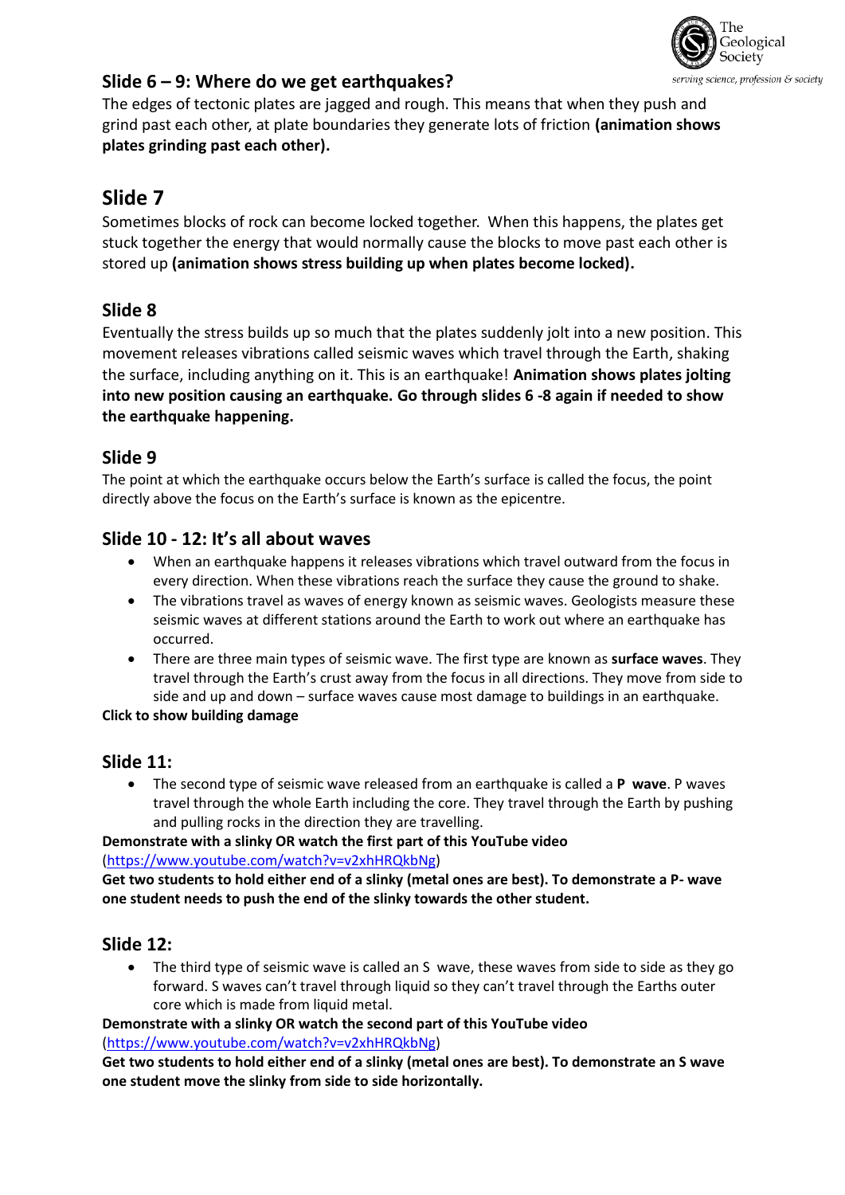## Slide 6 – 9: Where do we get earthquakes?

The edges of tectonic plates are jagged and rough. This means that when they push and grind past each other, at plate boundaries they generate lots of friction **(animation shows plates grinding past each other).**

# Slide 7

Sometimes blocks of rock can become locked together. When this happens, the plates get stuck together the energy that would normally cause the blocks to move past each other is stored up **(animation shows stress building up when plates become locked).**

## Slide 8

Eventually the stress builds up so much that the plates suddenly jolt into a new position. This movement releases vibrations called seismic waves which travel through the Earth, shaking the surface, including anything on it. This is an earthquake! **Animation shows plates jolting into new position causing an earthquake. Go through slides 6 -8 again if needed to show the earthquake happening.**

## Slide 9

The point at which the earthquake occurs below the Earth's surface is called the focus, the point directly above the focus on the Earth's surface is known as the epicentre.

## Slide 10 - 12: It's all about waves

- When an earthquake happens it releases vibrations which travel outward from the focus in every direction. When these vibrations reach the surface they cause the ground to shake.
- The vibrations travel as waves of energy known as seismic waves. Geologists measure these seismic waves at different stations around the Earth to work out where an earthquake has occurred.
- There are three main types of seismic wave. The first type are known as **surface waves**. They travel through the Earth's crust away from the focus in all directions. They move from side to side and up and down – surface waves cause most damage to buildings in an earthquake.

**Click to show building damage**

## Slide 11:

- The second type of seismic wave released from an earthquake is called a **P wave**. P waves travel through the whole Earth including the core. They travel through the Earth by pushing and pulling rocks in the direction they are travelling.

**Demonstrate with a slinky OR watch the first part of this YouTube video** (https://www.youtube.com/watch?v=v2xhHRQkbNg)

**Get two students to hold either end of a slinky (metal ones are best). To demonstrate a P- wave one student needs to push the end of the slinky towards the other student.**

## Slide 12:

- The third type of seismic wave is called an S wave, these waves from side to side as they go forward. S waves can't travel through liquid so they can't travel through the Earths outer core which is made from liquid metal.

**Demonstrate with a slinky OR watch the second part of this YouTube video** (https://www.youtube.com/watch?v=v2xhHRQkbNg)

**Get two students to hold either end of a slinky (metal ones are best). To demonstrate an S wave one student move the slinky from side to side horizontally.**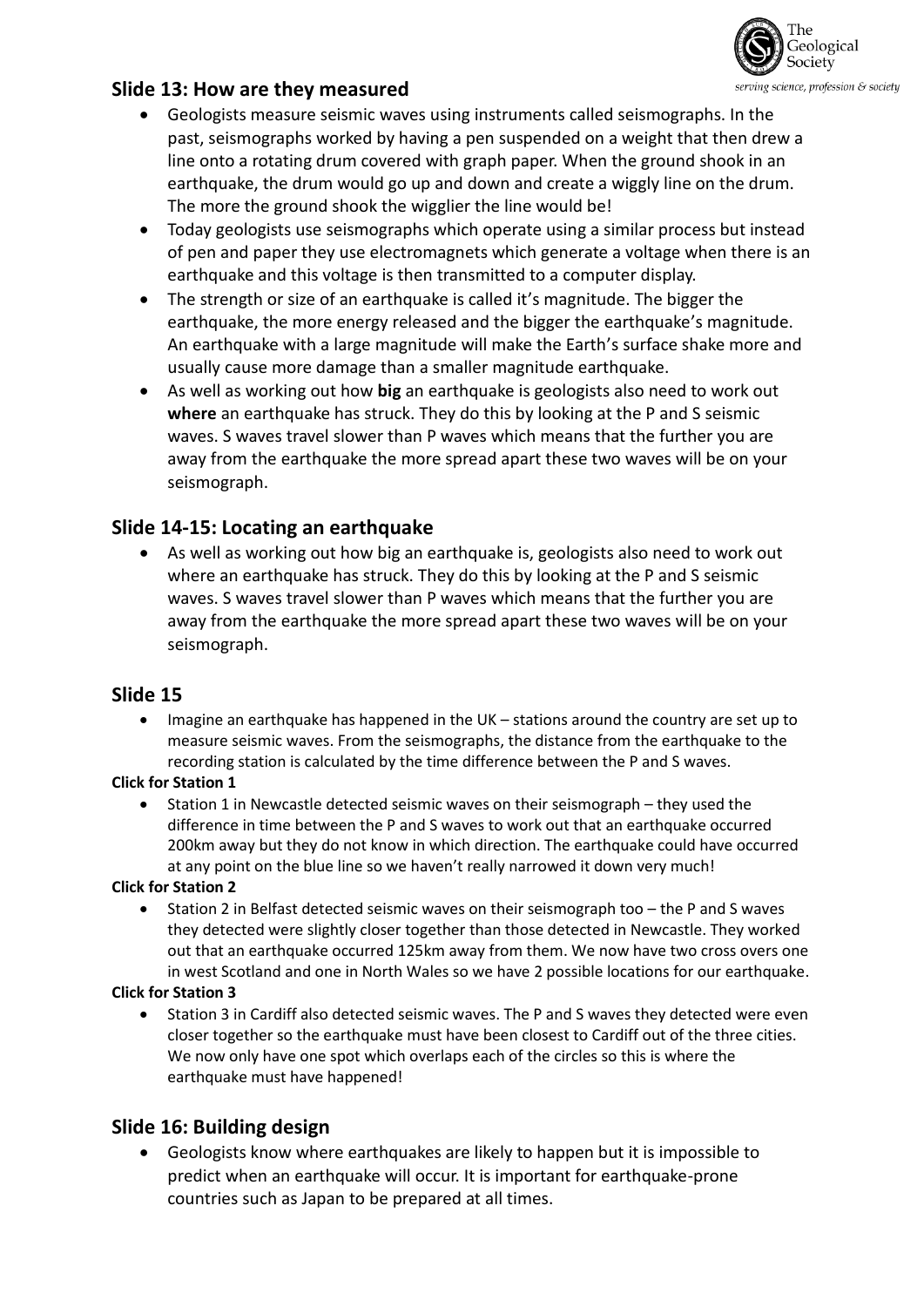## Slide 13: How are they measured

- Geologists measure seismic waves using instruments called seismographs. In the past, seismographs worked by having a pen suspended on a weight that then drew a line onto a rotating drum covered with graph paper. When the ground shook in an earthquake, the drum would go up and down and create a wiggly line on the drum. The more the ground shook the wigglier the line would be!
- Today geologists use seismographs which operate using a similar process but instead of pen and paper they use electromagnets which generate a voltage when there is an earthquake and this voltage is then transmitted to a computer display.
- The strength or size of an earthquake is called it's magnitude. The bigger the earthquake, the more energy released and the bigger the earthquake's magnitude. An earthquake with a large magnitude will make the Earth's surface shake more and usually cause more damage than a smaller magnitude earthquake.
- As well as working out how **big** an earthquake is geologists also need to work out **where** an earthquake has struck. They do this by looking at the P and S seismic waves. S waves travel slower than P waves which means that the further you are away from the earthquake the more spread apart these two waves will be on your seismograph.

## Slide 14-15: Locating an earthquake

- As well as working out how big an earthquake is, geologists also need to work out where an earthquake has struck. They do this by looking at the P and S seismic waves. S waves travel slower than P waves which means that the further you are away from the earthquake the more spread apart these two waves will be on your seismograph.

## Slide 15

- Imagine an earthquake has happened in the UK – stations around the country are set up to measure seismic waves. From the seismographs, the distance from the earthquake to the recording station is calculated by the time difference between the P and S waves.

**Click for Station 1**

- Station 1 in Newcastle detected seismic waves on their seismograph – they used the difference in time between the P and S waves to work out that an earthquake occurred 200km away but they do not know in which direction. The earthquake could have occurred at any point on the blue line so we haven't really narrowed it down very much!

**Click for Station 2**

- Station 2 in Belfast detected seismic waves on their seismograph too – the P and S waves they detected were slightly closer together than those detected in Newcastle. They worked out that an earthquake occurred 125km away from them. We now have two cross overs one in west Scotland and one in North Wales so we have 2 possible locations for our earthquake.

**Click for Station 3**

- Station 3 in Cardiff also detected seismic waves. The P and S waves they detected were even closer together so the earthquake must have been closest to Cardiff out of the three cities. We now only have one spot which overlaps each of the circles so this is where the earthquake must have happened!

## Slide 16: Building design

- Geologists know where earthquakes are likely to happen but it is impossible to predict when an earthquake will occur. It is important for earthquake-prone countries such as Japan to be prepared at all times.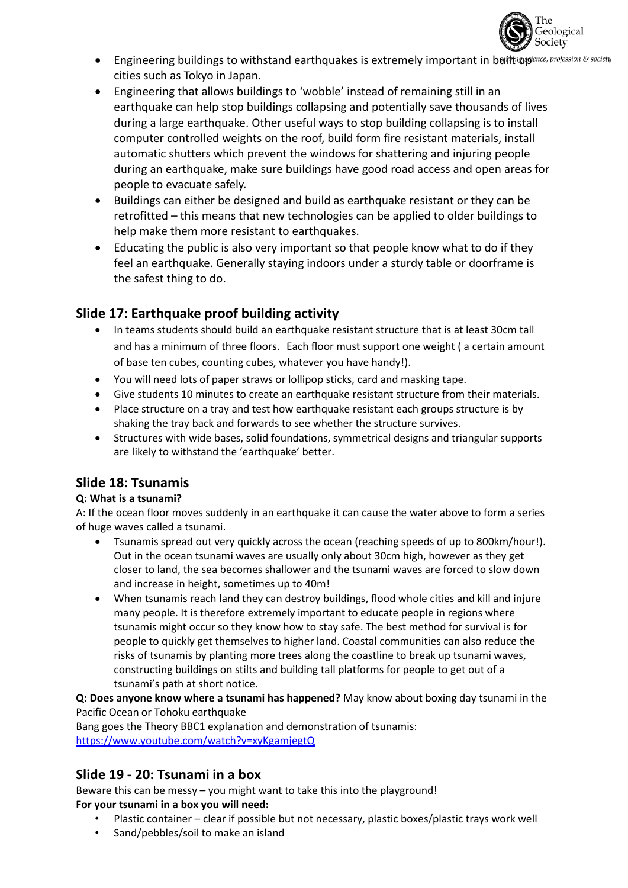- Engineering buildings to withstand earthquakes is extremely important in built up cities such as Tokyo in Japan.
- Engineering that allows buildings to 'wobble' instead of remaining still in an earthquake can help stop buildings collapsing and potentially save thousands of lives during a large earthquake. Other useful ways to stop building collapsing is to install computer controlled weights on the roof, build form fire resistant materials, install automatic shutters which prevent the windows for shattering and injuring people during an earthquake, make sure buildings have good road access and open areas for people to evacuate safely.
- Buildings can either be designed and build as earthquake resistant or they can be retrofitted – this means that new technologies can be applied to older buildings to help make them more resistant to earthquakes.
- Educating the public is also very important so that people know what to do if they feel an earthquake. Generally staying indoors under a sturdy table or doorframe is the safest thing to do.

## Slide 17: Earthquake proof building activity

- In teams students should build an earthquake resistant structure that is at least 30cm tall and has a minimum of three floors. Each floor must support one weight ( a certain amount of base ten cubes, counting cubes, whatever you have handy!).
- You will need lots of paper straws or lollipop sticks, card and masking tape.
- Give students 10 minutes to create an earthquake resistant structure from their materials.
- Place structure on a tray and test how earthquake resistant each groups structure is by shaking the tray back and forwards to see whether the structure survives.
- Structures with wide bases, solid foundations, symmetrical designs and triangular supports are likely to withstand the 'earthquake' better.

## Slide 18: Tsunamis

**Q: What is a tsunami?**

A: If the ocean floor moves suddenly in an earthquake it can cause the water above to form a series of huge waves called a tsunami.

- Tsunamis spread out very quickly across the ocean (reaching speeds of up to 800km/hour!). Out in the ocean tsunami waves are usually only about 30cm high, however as they get closer to land, the sea becomes shallower and the tsunami waves are forced to slow down and increase in height, sometimes up to 40m!
- When tsunamis reach land they can destroy buildings, flood whole cities and kill and injure many people. It is therefore extremely important to educate people in regions where tsunamis might occur so they know how to stay safe. The best method for survival is for people to quickly get themselves to higher land. Coastal communities can also reduce the risks of tsunamis by planting more trees along the coastline to break up tsunami waves, constructing buildings on stilts and building tall platforms for people to get out of a tsunami's path at short notice.

**Q: Does anyone know where a tsunami has happened?** May know about boxing day tsunami in the Pacific Ocean or Tohoku earthquake

Bang goes the Theory BBC1 explanation and demonstration of tsunamis: [https://www.youtube.com/watch?v=xyKgamjegtQ](https://www.youtube.com/watch?v=xyKgamjegtQ)

## Slide 19 - 20: Tsunami in a box

Beware this can be messy – you might want to take this into the playground!

**For your tsunami in a box you will need:**

- Plastic container – clear if possible but not necessary, plastic boxes/plastic trays work well
- Sand/pebbles/soil to make an island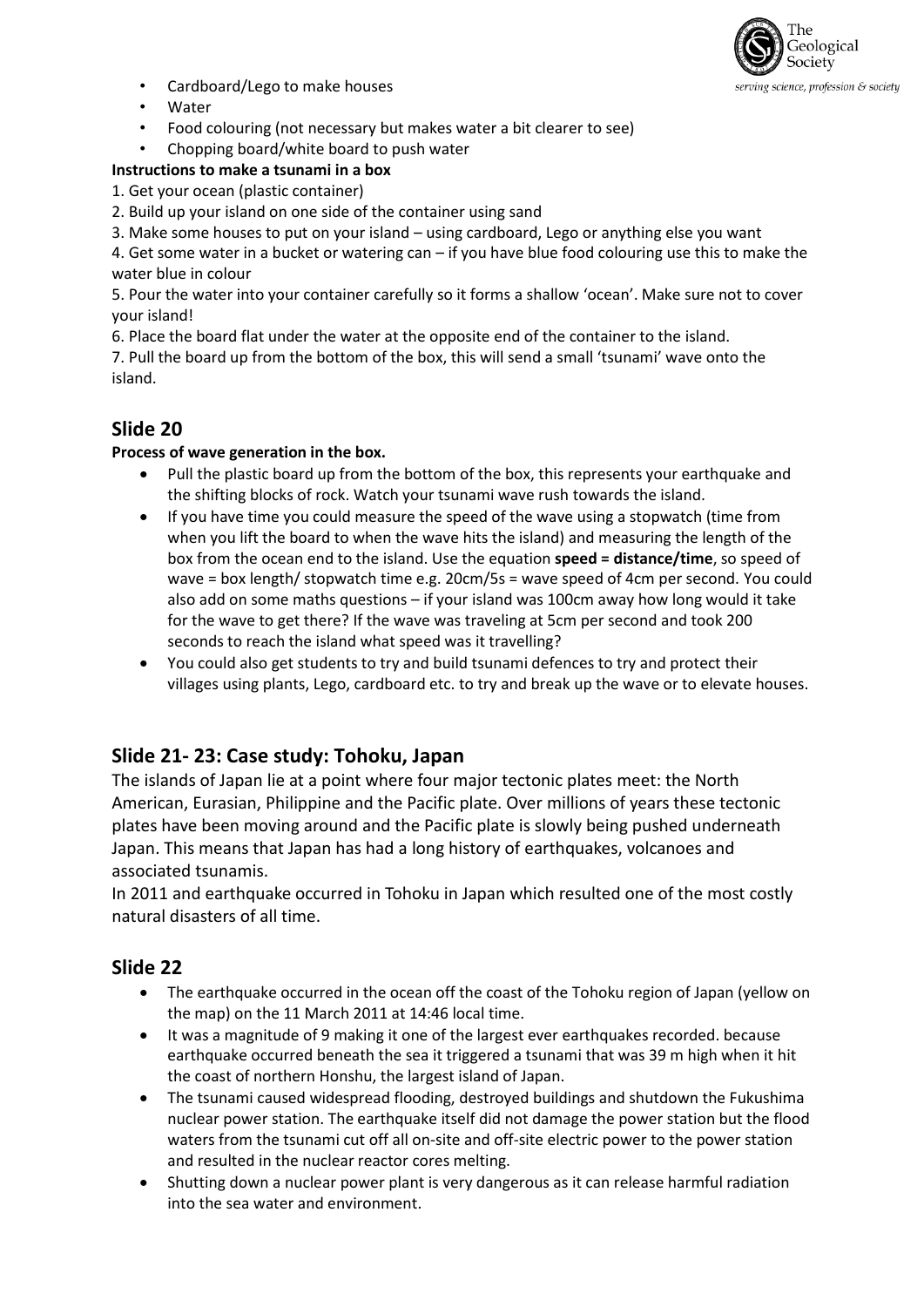- Cardboard/Lego to make houses
- Water
- Food colouring (not necessary but makes water a bit clearer to see)
- Chopping board/white board to push water

**Instructions to make a tsunami in a box**

1. Get your ocean (plastic container)
2. Build up your island on one side of the container using sand
3. Make some houses to put on your island – using cardboard, Lego or anything else you want
4. Get some water in a bucket or watering can – if you have blue food colouring use this to make the water blue in colour
5. Pour the water into your container carefully so it forms a shallow 'ocean'. Make sure not to cover your island!
6. Place the board flat under the water at the opposite end of the container to the island.
7. Pull the board up from the bottom of the box, this will send a small 'tsunami' wave onto the island.

## Slide 20

**Process of wave generation in the box.**

- Pull the plastic board up from the bottom of the box, this represents your earthquake and the shifting blocks of rock. Watch your tsunami wave rush towards the island.
- If you have time you could measure the speed of the wave using a stopwatch (time from when you lift the board to when the wave hits the island) and measuring the length of the box from the ocean end to the island. Use the equation **speed = distance/time**, so speed of wave = box length/ stopwatch time e.g. 20cm/5s = wave speed of 4cm per second. You could also add on some maths questions – if your island was 100cm away how long would it take for the wave to get there? If the wave was traveling at 5cm per second and took 200 seconds to reach the island what speed was it travelling?
- You could also get students to try and build tsunami defences to try and protect their villages using plants, Lego, cardboard etc. to try and break up the wave or to elevate houses.

## Slide 21- 23: Case study: Tohoku, Japan

The islands of Japan lie at a point where four major tectonic plates meet: the North American, Eurasian, Philippine and the Pacific plate. Over millions of years these tectonic plates have been moving around and the Pacific plate is slowly being pushed underneath Japan. This means that Japan has had a long history of earthquakes, volcanoes and associated tsunamis.

In 2011 and earthquake occurred in Tohoku in Japan which resulted one of the most costly natural disasters of all time.

## Slide 22

- The earthquake occurred in the ocean off the coast of the Tohoku region of Japan (yellow on the map) on the 11 March 2011 at 14:46 local time.
- It was a magnitude of 9 making it one of the largest ever earthquakes recorded. because earthquake occurred beneath the sea it triggered a tsunami that was 39 m high when it hit the coast of northern Honshu, the largest island of Japan.
- The tsunami caused widespread flooding, destroyed buildings and shutdown the Fukushima nuclear power station. The earthquake itself did not damage the power station but the flood waters from the tsunami cut off all on-site and off-site electric power to the power station and resulted in the nuclear reactor cores melting.
- Shutting down a nuclear power plant is very dangerous as it can release harmful radiation into the sea water and environment.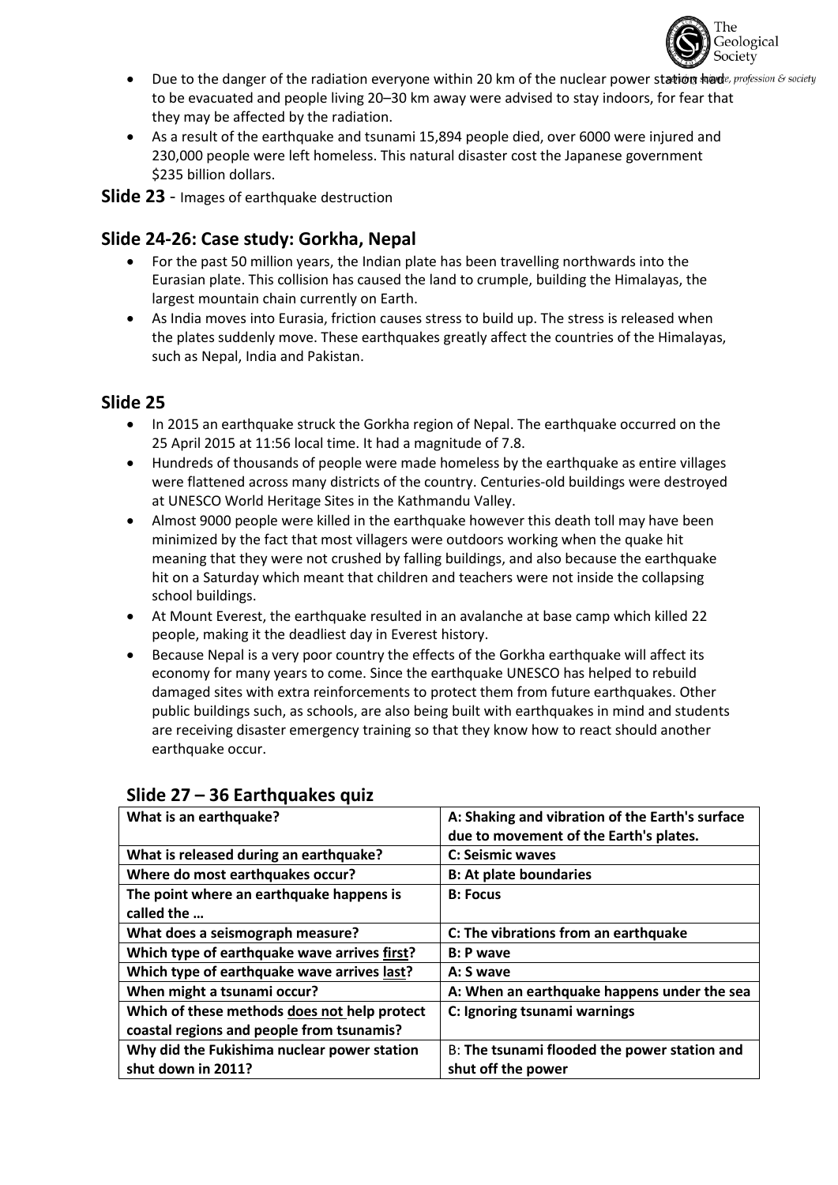- Due to the danger of the radiation everyone within 20 km of the nuclear power station had to be evacuated and people living 20–30 km away were advised to stay indoors, for fear that they may be affected by the radiation.
- As a result of the earthquake and tsunami 15,894 people died, over 6000 were injured and 230,000 people were left homeless. This natural disaster cost the Japanese government $235 billion dollars.

**Slide 23** - Images of earthquake destruction

## Slide 24-26: Case study: Gorkha, Nepal

- For the past 50 million years, the Indian plate has been travelling northwards into the Eurasian plate. This collision has caused the land to crumple, building the Himalayas, the largest mountain chain currently on Earth.
- As India moves into Eurasia, friction causes stress to build up. The stress is released when the plates suddenly move. These earthquakes greatly affect the countries of the Himalayas, such as Nepal, India and Pakistan.

## Slide 25

- In 2015 an earthquake struck the Gorkha region of Nepal. The earthquake occurred on the 25 April 2015 at 11:56 local time. It had a magnitude of 7.8.
- Hundreds of thousands of people were made homeless by the earthquake as entire villages were flattened across many districts of the country. Centuries-old buildings were destroyed at UNESCO World Heritage Sites in the Kathmandu Valley.
- Almost 9000 people were killed in the earthquake however this death toll may have been minimized by the fact that most villagers were outdoors working when the quake hit meaning that they were not crushed by falling buildings, and also because the earthquake hit on a Saturday which meant that children and teachers were not inside the collapsing school buildings.
- At Mount Everest, the earthquake resulted in an avalanche at base camp which killed 22 people, making it the deadliest day in Everest history.
- Because Nepal is a very poor country the effects of the Gorkha earthquake will affect its economy for many years to come. Since the earthquake UNESCO has helped to rebuild damaged sites with extra reinforcements to protect them from future earthquakes. Other public buildings such, as schools, are also being built with earthquakes in mind and students are receiving disaster emergency training so that they know how to react should another earthquake occur.

## Slide 27 – 36 Earthquakes quiz

| | |
|---|---|
| **What is an earthquake?** | **A: Shaking and vibration of the Earth's surface due to movement of the Earth's plates.** |
| **What is released during an earthquake?** | **C: Seismic waves** |
| **Where do most earthquakes occur?** | **B: At plate boundaries** |
| **The point where an earthquake happens is called the …** | **B: Focus** |
| **What does a seismograph measure?** | **C: The vibrations from an earthquake** |
| **Which type of earthquake wave arrives first?** | **B: P wave** |
| **Which type of earthquake wave arrives last?** | **A: S wave** |
| **When might a tsunami occur?** | **A: When an earthquake happens under the sea** |
| **Which of these methods does not help protect coastal regions and people from tsunamis?** | **C: Ignoring tsunami warnings** |
| **Why did the Fukishima nuclear power station shut down in 2011?** | B: **The tsunami flooded the power station and shut off the power** |